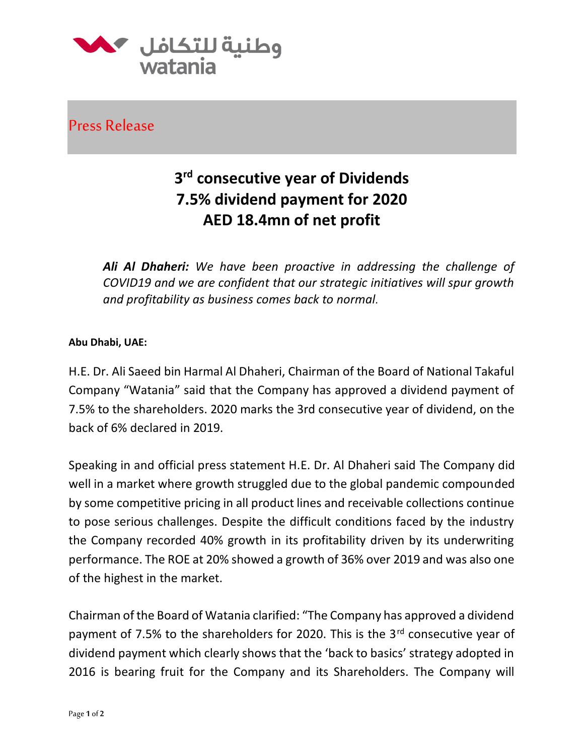وطنية للتكافل
watania

Press Release

# 3rd consecutive year of Dividends
# 7.5% dividend payment for 2020
# AED 18.4mn of net profit

***Ali Al Dhaheri:*** *We have been proactive in addressing the challenge of COVID19 and we are confident that our strategic initiatives will spur growth and profitability as business comes back to normal.*

**Abu Dhabi, UAE:**

H.E. Dr. Ali Saeed bin Harmal Al Dhaheri, Chairman of the Board of National Takaful Company "Watania" said that the Company has approved a dividend payment of 7.5% to the shareholders. 2020 marks the 3rd consecutive year of dividend, on the back of 6% declared in 2019.

Speaking in and official press statement H.E. Dr. Al Dhaheri said The Company did well in a market where growth struggled due to the global pandemic compounded by some competitive pricing in all product lines and receivable collections continue to pose serious challenges. Despite the difficult conditions faced by the industry the Company recorded 40% growth in its profitability driven by its underwriting performance. The ROE at 20% showed a growth of 36% over 2019 and was also one of the highest in the market.

Chairman of the Board of Watania clarified: "The Company has approved a dividend payment of 7.5% to the shareholders for 2020. This is the 3rd consecutive year of dividend payment which clearly shows that the 'back to basics' strategy adopted in 2016 is bearing fruit for the Company and its Shareholders. The Company will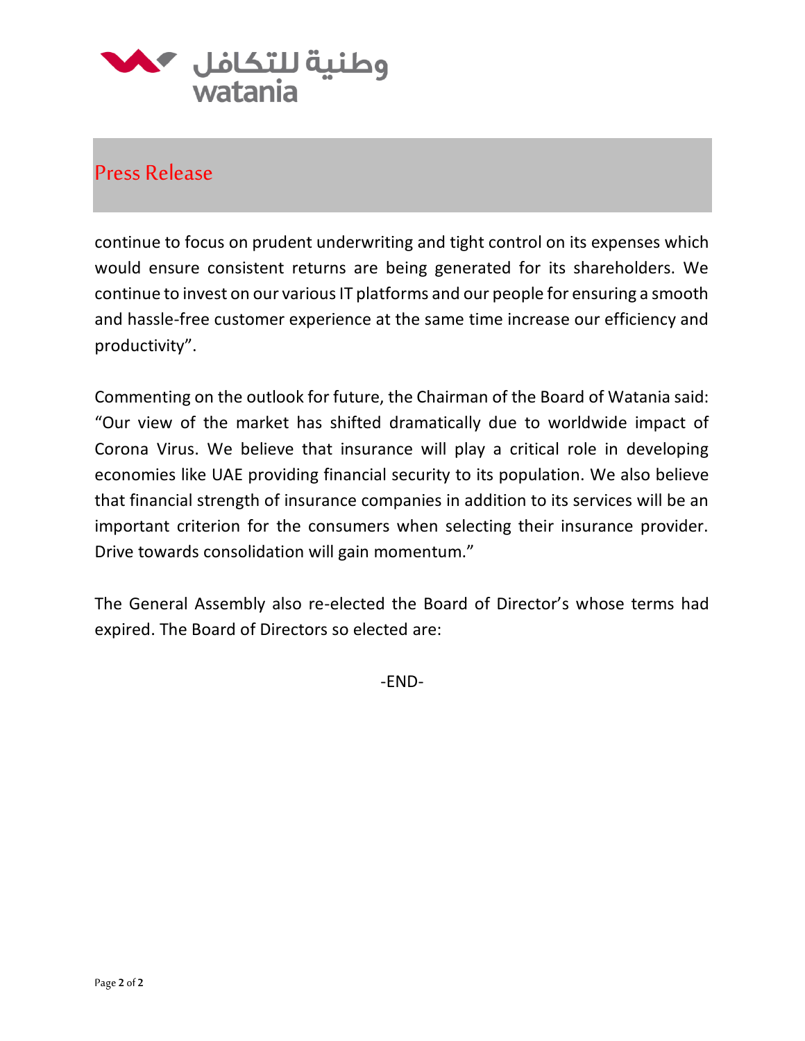## Press Release

continue to focus on prudent underwriting and tight control on its expenses which would ensure consistent returns are being generated for its shareholders. We continue to invest on our various IT platforms and our people for ensuring a smooth and hassle-free customer experience at the same time increase our efficiency and productivity".

Commenting on the outlook for future, the Chairman of the Board of Watania said: "Our view of the market has shifted dramatically due to worldwide impact of Corona Virus. We believe that insurance will play a critical role in developing economies like UAE providing financial security to its population. We also believe that financial strength of insurance companies in addition to its services will be an important criterion for the consumers when selecting their insurance provider. Drive towards consolidation will gain momentum."

The General Assembly also re-elected the Board of Director's whose terms had expired. The Board of Directors so elected are:

-END-